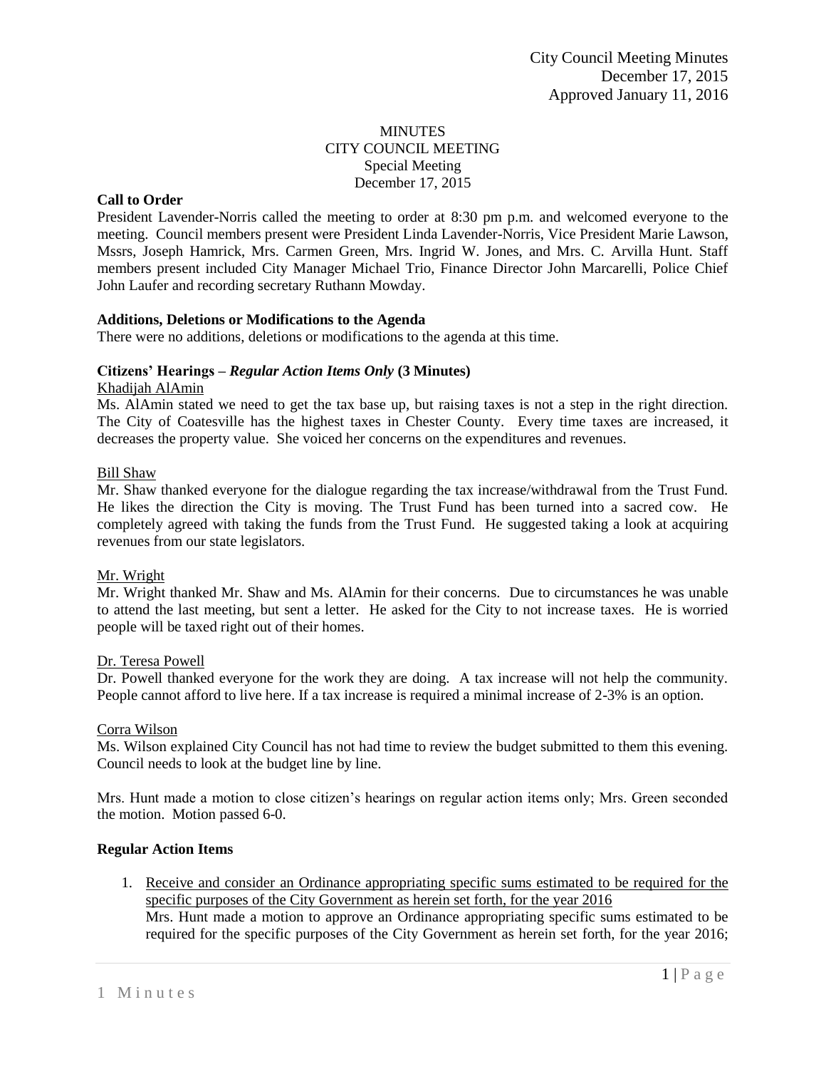City Council Meeting Minutes
December 17, 2015
Approved January 11, 2016

# MINUTES
## CITY COUNCIL MEETING
### Special Meeting
### December 17, 2015

**Call to Order**

President Lavender-Norris called the meeting to order at 8:30 pm p.m. and welcomed everyone to the meeting. Council members present were President Linda Lavender-Norris, Vice President Marie Lawson, Mssrs, Joseph Hamrick, Mrs. Carmen Green, Mrs. Ingrid W. Jones, and Mrs. C. Arvilla Hunt. Staff members present included City Manager Michael Trio, Finance Director John Marcarelli, Police Chief John Laufer and recording secretary Ruthann Mowday.

**Additions, Deletions or Modifications to the Agenda**

There were no additions, deletions or modifications to the agenda at this time.

**Citizens' Hearings – *Regular Action Items Only* (3 Minutes)**

Khadijah AlAmin

Ms. AlAmin stated we need to get the tax base up, but raising taxes is not a step in the right direction. The City of Coatesville has the highest taxes in Chester County. Every time taxes are increased, it decreases the property value. She voiced her concerns on the expenditures and revenues.

Bill Shaw

Mr. Shaw thanked everyone for the dialogue regarding the tax increase/withdrawal from the Trust Fund. He likes the direction the City is moving. The Trust Fund has been turned into a sacred cow. He completely agreed with taking the funds from the Trust Fund. He suggested taking a look at acquiring revenues from our state legislators.

Mr. Wright

Mr. Wright thanked Mr. Shaw and Ms. AlAmin for their concerns. Due to circumstances he was unable to attend the last meeting, but sent a letter. He asked for the City to not increase taxes. He is worried people will be taxed right out of their homes.

Dr. Teresa Powell

Dr. Powell thanked everyone for the work they are doing. A tax increase will not help the community. People cannot afford to live here. If a tax increase is required a minimal increase of 2-3% is an option.

Corra Wilson

Ms. Wilson explained City Council has not had time to review the budget submitted to them this evening. Council needs to look at the budget line by line.

Mrs. Hunt made a motion to close citizen's hearings on regular action items only; Mrs. Green seconded the motion. Motion passed 6-0.

**Regular Action Items**

1. Receive and consider an Ordinance appropriating specific sums estimated to be required for the specific purposes of the City Government as herein set forth, for the year 2016
   Mrs. Hunt made a motion to approve an Ordinance appropriating specific sums estimated to be required for the specific purposes of the City Government as herein set forth, for the year 2016;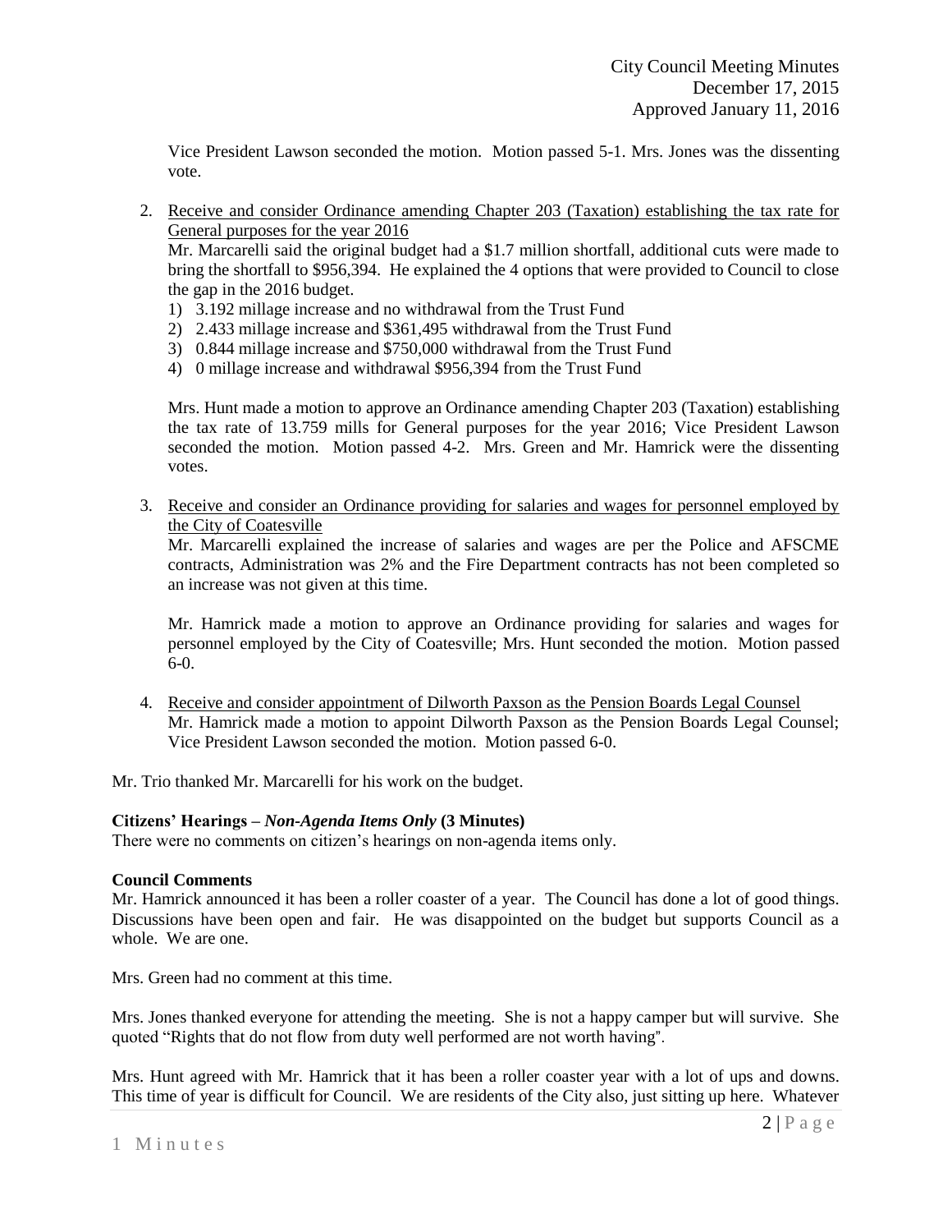Vice President Lawson seconded the motion. Motion passed 5-1. Mrs. Jones was the dissenting vote.

2. Receive and consider Ordinance amending Chapter 203 (Taxation) establishing the tax rate for General purposes for the year 2016

   Mr. Marcarelli said the original budget had a $1.7 million shortfall, additional cuts were made to bring the shortfall to $956,394. He explained the 4 options that were provided to Council to close the gap in the 2016 budget.

   1) 3.192 millage increase and no withdrawal from the Trust Fund
   2) 2.433 millage increase and $361,495 withdrawal from the Trust Fund
   3) 0.844 millage increase and $750,000 withdrawal from the Trust Fund
   4) 0 millage increase and withdrawal $956,394 from the Trust Fund

   Mrs. Hunt made a motion to approve an Ordinance amending Chapter 203 (Taxation) establishing the tax rate of 13.759 mills for General purposes for the year 2016; Vice President Lawson seconded the motion. Motion passed 4-2. Mrs. Green and Mr. Hamrick were the dissenting votes.

3. Receive and consider an Ordinance providing for salaries and wages for personnel employed by the City of Coatesville

   Mr. Marcarelli explained the increase of salaries and wages are per the Police and AFSCME contracts, Administration was 2% and the Fire Department contracts has not been completed so an increase was not given at this time.

   Mr. Hamrick made a motion to approve an Ordinance providing for salaries and wages for personnel employed by the City of Coatesville; Mrs. Hunt seconded the motion. Motion passed 6-0.

4. Receive and consider appointment of Dilworth Paxson as the Pension Boards Legal Counsel

   Mr. Hamrick made a motion to appoint Dilworth Paxson as the Pension Boards Legal Counsel; Vice President Lawson seconded the motion. Motion passed 6-0.

Mr. Trio thanked Mr. Marcarelli for his work on the budget.

**Citizens' Hearings – *Non-Agenda Items Only* (3 Minutes)**

There were no comments on citizen's hearings on non-agenda items only.

**Council Comments**

Mr. Hamrick announced it has been a roller coaster of a year. The Council has done a lot of good things. Discussions have been open and fair. He was disappointed on the budget but supports Council as a whole. We are one.

Mrs. Green had no comment at this time.

Mrs. Jones thanked everyone for attending the meeting. She is not a happy camper but will survive. She quoted "Rights that do not flow from duty well performed are not worth having".

Mrs. Hunt agreed with Mr. Hamrick that it has been a roller coaster year with a lot of ups and downs. This time of year is difficult for Council. We are residents of the City also, just sitting up here. Whatever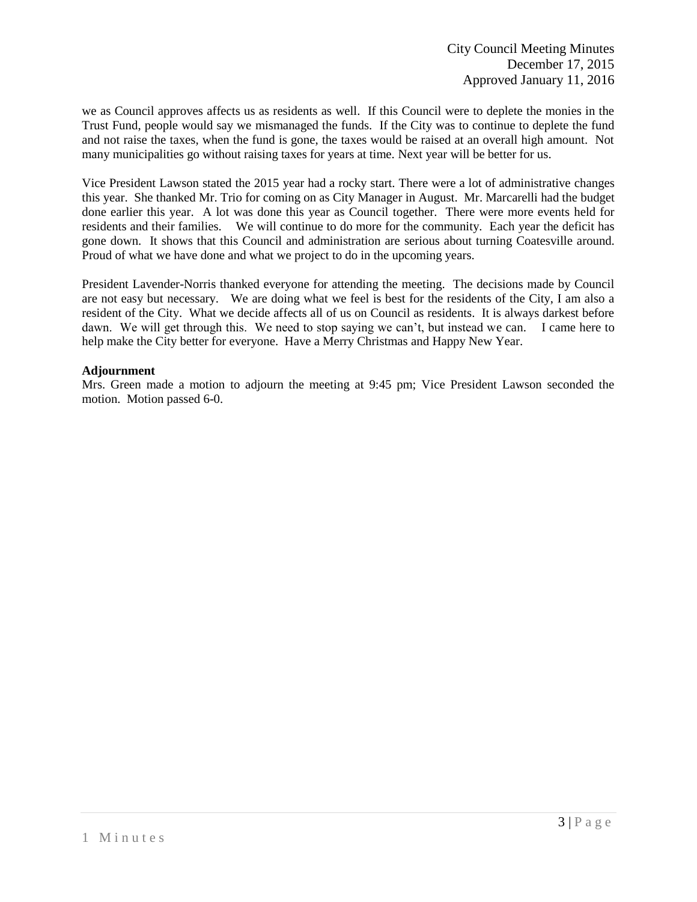we as Council approves affects us as residents as well. If this Council were to deplete the monies in the Trust Fund, people would say we mismanaged the funds. If the City was to continue to deplete the fund and not raise the taxes, when the fund is gone, the taxes would be raised at an overall high amount. Not many municipalities go without raising taxes for years at time. Next year will be better for us.

Vice President Lawson stated the 2015 year had a rocky start. There were a lot of administrative changes this year. She thanked Mr. Trio for coming on as City Manager in August. Mr. Marcarelli had the budget done earlier this year. A lot was done this year as Council together. There were more events held for residents and their families. We will continue to do more for the community. Each year the deficit has gone down. It shows that this Council and administration are serious about turning Coatesville around. Proud of what we have done and what we project to do in the upcoming years.

President Lavender-Norris thanked everyone for attending the meeting. The decisions made by Council are not easy but necessary. We are doing what we feel is best for the residents of the City, I am also a resident of the City. What we decide affects all of us on Council as residents. It is always darkest before dawn. We will get through this. We need to stop saying we can't, but instead we can. I came here to help make the City better for everyone. Have a Merry Christmas and Happy New Year.

**Adjournment**

Mrs. Green made a motion to adjourn the meeting at 9:45 pm; Vice President Lawson seconded the motion. Motion passed 6-0.